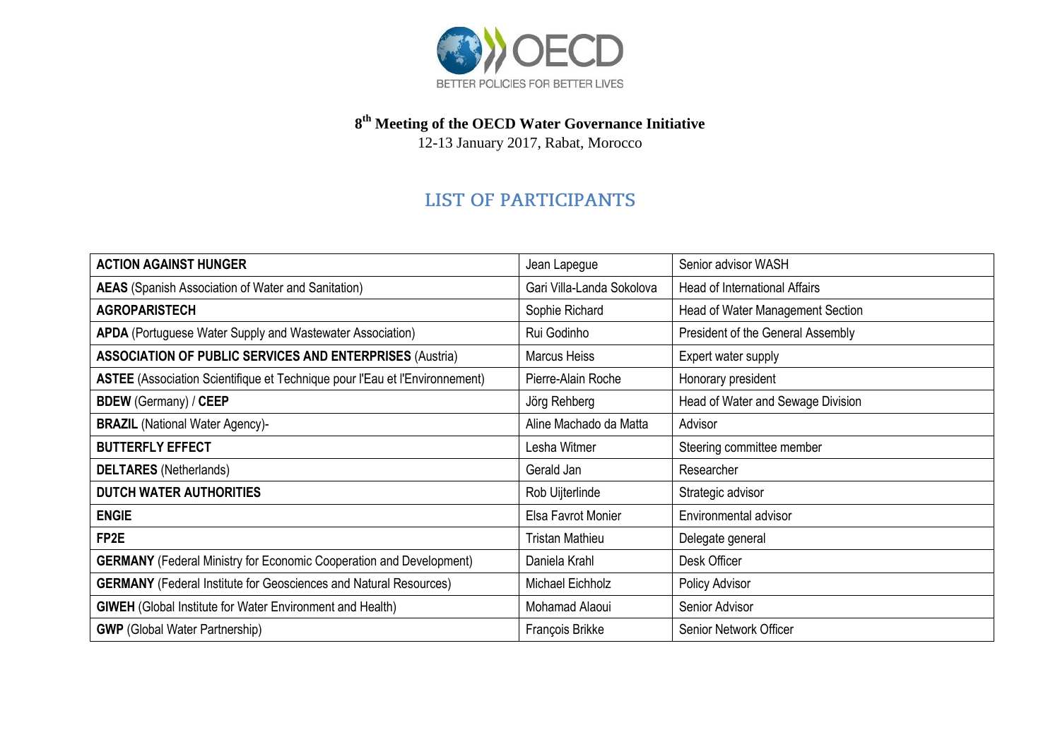BETTER POLICIES FOR BETTER LIVES

**8th Meeting of the OECD Water Governance Initiative**

12-13 January 2017, Rabat, Morocco

# LIST OF PARTICIPANTS

| | | |
|---|---|---|
| **ACTION AGAINST HUNGER** | Jean Lapegue | Senior advisor WASH |
| **AEAS** (Spanish Association of Water and Sanitation) | Gari Villa-Landa Sokolova | Head of International Affairs |
| **AGROPARISTECH** | Sophie Richard | Head of Water Management Section |
| **APDA** (Portuguese Water Supply and Wastewater Association) | Rui Godinho | President of the General Assembly |
| **ASSOCIATION OF PUBLIC SERVICES AND ENTERPRISES** (Austria) | Marcus Heiss | Expert water supply |
| **ASTEE** (Association Scientifique et Technique pour l'Eau et l'Environnement) | Pierre-Alain Roche | Honorary president |
| **BDEW** (Germany) / **CEEP** | Jörg Rehberg | Head of Water and Sewage Division |
| **BRAZIL** (National Water Agency)- | Aline Machado da Matta | Advisor |
| **BUTTERFLY EFFECT** | Lesha Witmer | Steering committee member |
| **DELTARES** (Netherlands) | Gerald Jan | Researcher |
| **DUTCH WATER AUTHORITIES** | Rob Uijterlinde | Strategic advisor |
| **ENGIE** | Elsa Favrot Monier | Environmental advisor |
| **FP2E** | Tristan Mathieu | Delegate general |
| **GERMANY** (Federal Ministry for Economic Cooperation and Development) | Daniela Krahl | Desk Officer |
| **GERMANY** (Federal Institute for Geosciences and Natural Resources) | Michael Eichholz | Policy Advisor |
| **GIWEH** (Global Institute for Water Environment and Health) | Mohamad Alaoui | Senior Advisor |
| **GWP** (Global Water Partnership) | François Brikke | Senior Network Officer |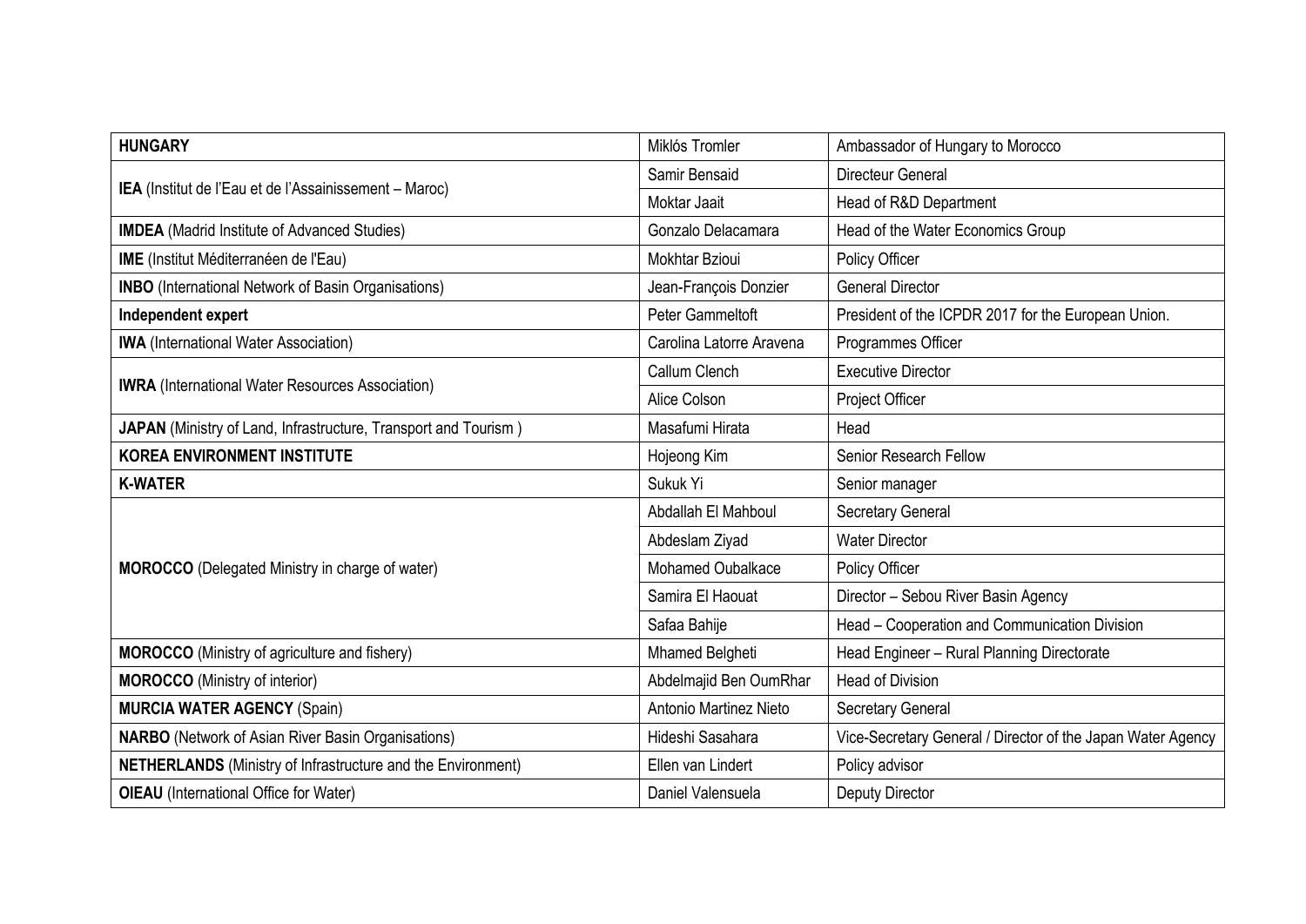| | | |
|---|---|---|
| **HUNGARY** | Miklós Tromler | Ambassador of Hungary to Morocco |
| **IEA** (Institut de l'Eau et de l'Assainissement – Maroc) | Samir Bensaid | Directeur General |
| | Moktar Jaait | Head of R&D Department |
| **IMDEA** (Madrid Institute of Advanced Studies) | Gonzalo Delacamara | Head of the Water Economics Group |
| **IME** (Institut Méditerranéen de l'Eau) | Mokhtar Bzioui | Policy Officer |
| **INBO** (International Network of Basin Organisations) | Jean-François Donzier | General Director |
| **Independent expert** | Peter Gammeltoft | President of the ICPDR 2017 for the European Union. |
| **IWA** (International Water Association) | Carolina Latorre Aravena | Programmes Officer |
| **IWRA** (International Water Resources Association) | Callum Clench | Executive Director |
| | Alice Colson | Project Officer |
| **JAPAN** (Ministry of Land, Infrastructure, Transport and Tourism ) | Masafumi Hirata | Head |
| **KOREA ENVIRONMENT INSTITUTE** | Hojeong Kim | Senior Research Fellow |
| **K-WATER** | Sukuk Yi | Senior manager |
| **MOROCCO** (Delegated Ministry in charge of water) | Abdallah El Mahboul | Secretary General |
| | Abdeslam Ziyad | Water Director |
| | Mohamed Oubalkace | Policy Officer |
| | Samira El Haouat | Director – Sebou River Basin Agency |
| | Safaa Bahije | Head – Cooperation and Communication Division |
| **MOROCCO** (Ministry of agriculture and fishery) | Mhamed Belgheti | Head Engineer – Rural Planning Directorate |
| **MOROCCO** (Ministry of interior) | Abdelmajid Ben OumRhar | Head of Division |
| **MURCIA WATER AGENCY** (Spain) | Antonio Martinez Nieto | Secretary General |
| **NARBO** (Network of Asian River Basin Organisations) | Hideshi Sasahara | Vice-Secretary General / Director of the Japan Water Agency |
| **NETHERLANDS** (Ministry of Infrastructure and the Environment) | Ellen van Lindert | Policy advisor |
| **OIEAU** (International Office for Water) | Daniel Valensuela | Deputy Director |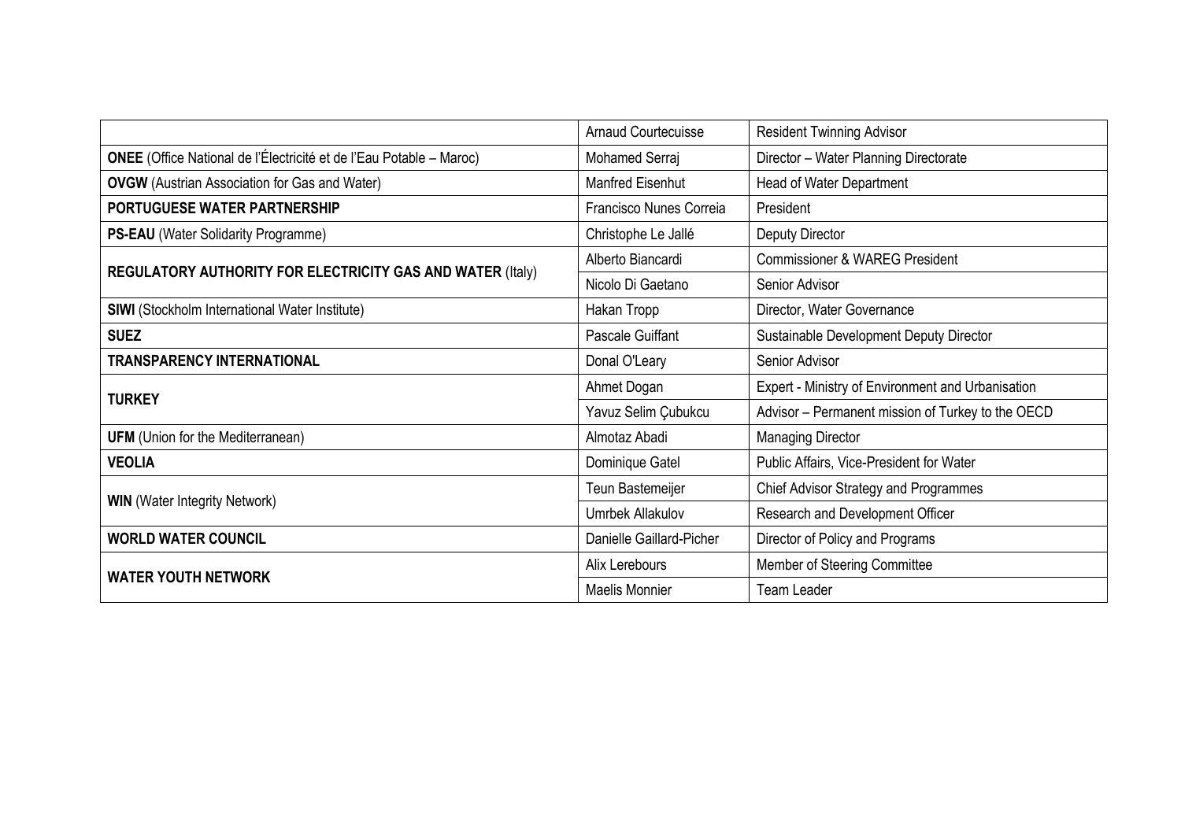| | | |
|---|---|---|
| | Arnaud Courtecuisse | Resident Twinning Advisor |
| **ONEE** (Office National de l'Électricité et de l'Eau Potable – Maroc) | Mohamed Serraj | Director – Water Planning Directorate |
| **OVGW** (Austrian Association for Gas and Water) | Manfred Eisenhut | Head of Water Department |
| **PORTUGUESE WATER PARTNERSHIP** | Francisco Nunes Correia | President |
| **PS-EAU** (Water Solidarity Programme) | Christophe Le Jallé | Deputy Director |
| **REGULATORY AUTHORITY FOR ELECTRICITY GAS AND WATER** (Italy) | Alberto Biancardi | Commissioner & WAREG President |
| | Nicolo Di Gaetano | Senior Advisor |
| **SIWI** (Stockholm International Water Institute) | Hakan Tropp | Director, Water Governance |
| **SUEZ** | Pascale Guiffant | Sustainable Development Deputy Director |
| **TRANSPARENCY INTERNATIONAL** | Donal O'Leary | Senior Advisor |
| **TURKEY** | Ahmet Dogan | Expert - Ministry of Environment and Urbanisation |
| | Yavuz Selim Çubukcu | Advisor – Permanent mission of Turkey to the OECD |
| **UFM** (Union for the Mediterranean) | Almotaz Abadi | Managing Director |
| **VEOLIA** | Dominique Gatel | Public Affairs, Vice-President for Water |
| **WIN** (Water Integrity Network) | Teun Bastemeijer | Chief Advisor Strategy and Programmes |
| | Umrbek Allakulov | Research and Development Officer |
| **WORLD WATER COUNCIL** | Danielle Gaillard-Picher | Director of Policy and Programs |
| **WATER YOUTH NETWORK** | Alix Lerebours | Member of Steering Committee |
| | Maelis Monnier | Team Leader |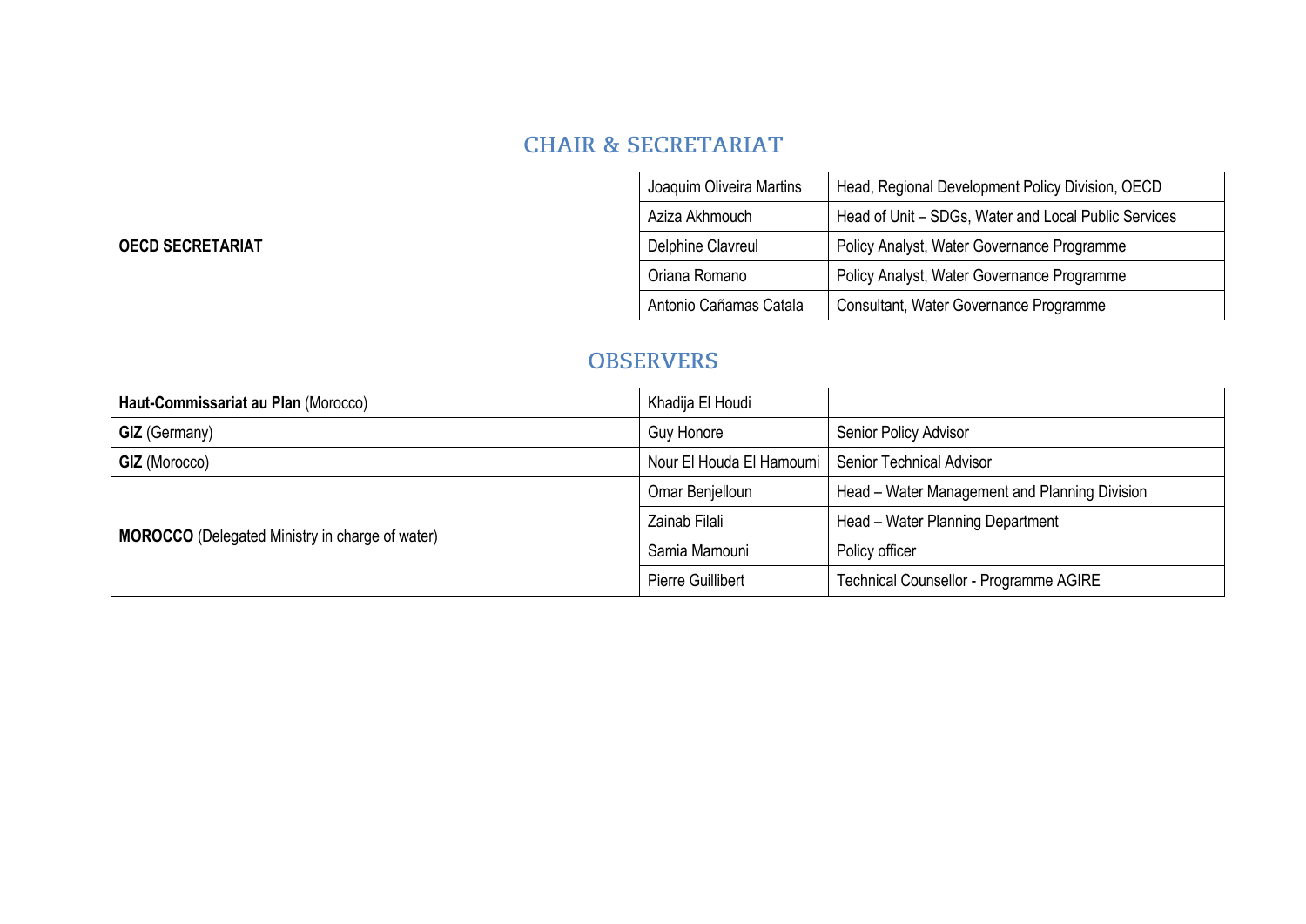## CHAIR & SECRETARIAT

| | | |
|---|---|---|
| **OECD SECRETARIAT** | Joaquim Oliveira Martins | Head, Regional Development Policy Division, OECD |
| | Aziza Akhmouch | Head of Unit – SDGs, Water and Local Public Services |
| | Delphine Clavreul | Policy Analyst, Water Governance Programme |
| | Oriana Romano | Policy Analyst, Water Governance Programme |
| | Antonio Cañamas Catala | Consultant, Water Governance Programme |

## OBSERVERS

| | | |
|---|---|---|
| **Haut-Commissariat au Plan** (Morocco) | Khadija El Houdi | |
| **GIZ** (Germany) | Guy Honore | Senior Policy Advisor |
| **GIZ** (Morocco) | Nour El Houda El Hamoumi | Senior Technical Advisor |
| **MOROCCO** (Delegated Ministry in charge of water) | Omar Benjelloun | Head – Water Management and Planning Division |
| | Zainab Filali | Head – Water Planning Department |
| | Samia Mamouni | Policy officer |
| | Pierre Guillibert | Technical Counsellor - Programme AGIRE |